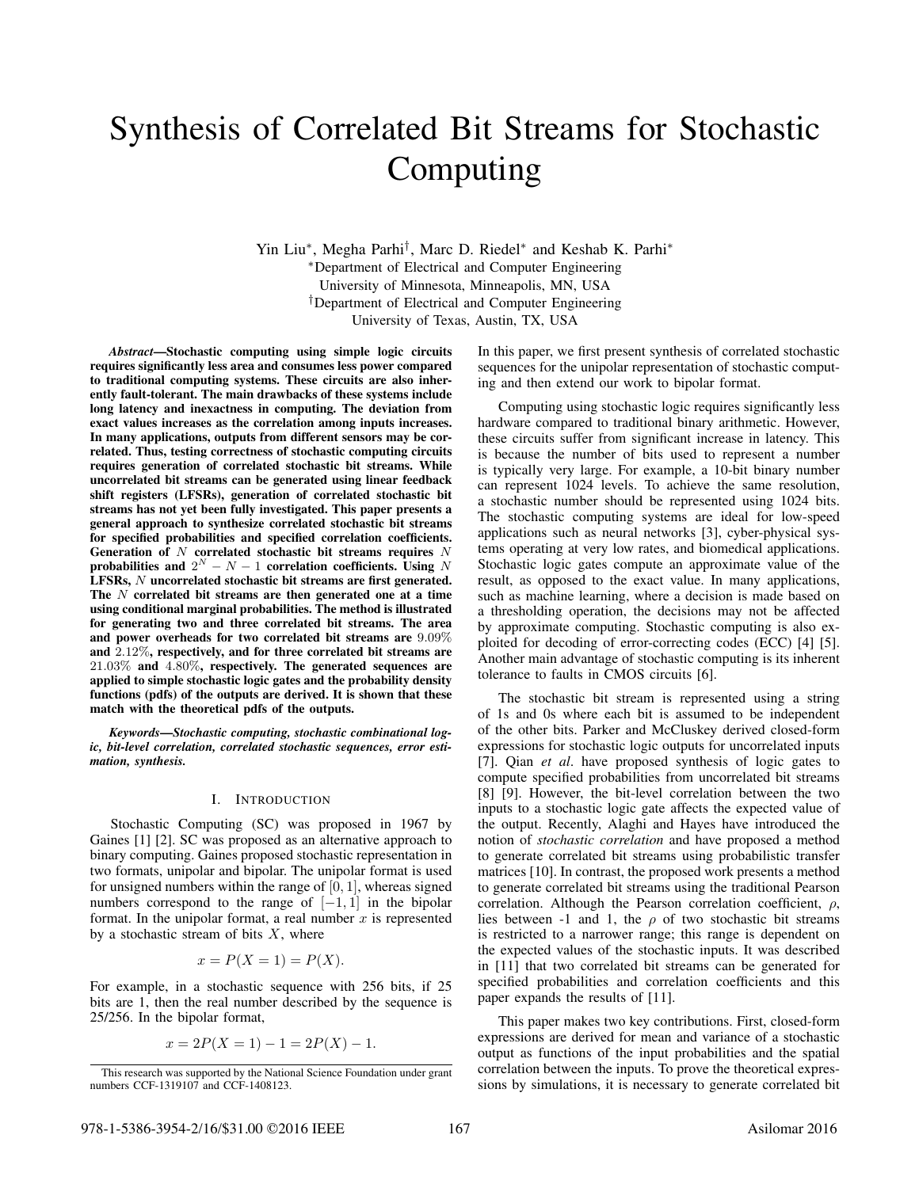# Synthesis of Correlated Bit Streams for Stochastic Computing

Yin Liu*, Megha Parhi†, Marc D. Riedel* and Keshab K. Parhi*

*Department of Electrical and Computer Engineering
University of Minnesota, Minneapolis, MN, USA

†Department of Electrical and Computer Engineering
University of Texas, Austin, TX, USA

***Abstract*—Stochastic computing using simple logic circuits requires significantly less area and consumes less power compared to traditional computing systems. These circuits are also inherently fault-tolerant. The main drawbacks of these systems include long latency and inexactness in computing. The deviation from exact values increases as the correlation among inputs increases. In many applications, outputs from different sensors may be correlated. Thus, testing correctness of stochastic computing circuits requires generation of correlated stochastic bit streams. While uncorrelated bit streams can be generated using linear feedback shift registers (LFSRs), generation of correlated stochastic bit streams has not yet been fully investigated. This paper presents a general approach to synthesize correlated stochastic bit streams for specified probabilities and specified correlation coefficients. Generation of $N$ correlated stochastic bit streams requires $N$ probabilities and $2^N - N - 1$ correlation coefficients. Using $N$ LFSRs, $N$ uncorrelated stochastic bit streams are first generated. The $N$ correlated bit streams are then generated one at a time using conditional marginal probabilities. The method is illustrated for generating two and three correlated bit streams. The area and power overheads for two correlated bit streams are $9.09\%$ and $2.12\%$, respectively, and for three correlated bit streams are $21.03\%$ and $4.80\%$, respectively. The generated sequences are applied to simple stochastic logic gates and the probability density functions (pdfs) of the outputs are derived. It is shown that these match with the theoretical pdfs of the outputs.**

***Keywords*—Stochastic computing, stochastic combinational logic, bit-level correlation, correlated stochastic sequences, error estimation, synthesis.**

## I. Introduction

Stochastic Computing (SC) was proposed in 1967 by Gaines [1] [2]. SC was proposed as an alternative approach to binary computing. Gaines proposed stochastic representation in two formats, unipolar and bipolar. The unipolar format is used for unsigned numbers within the range of $[0, 1]$, whereas signed numbers correspond to the range of $[-1, 1]$ in the bipolar format. In the unipolar format, a real number $x$ is represented by a stochastic stream of bits $X$, where

$$x = P(X = 1) = P(X).$$

For example, in a stochastic sequence with 256 bits, if 25 bits are 1, then the real number described by the sequence is 25/256. In the bipolar format,

$$x = 2P(X = 1) - 1 = 2P(X) - 1.$$

In this paper, we first present synthesis of correlated stochastic sequences for the unipolar representation of stochastic computing and then extend our work to bipolar format.

Computing using stochastic logic requires significantly less hardware compared to traditional binary arithmetic. However, these circuits suffer from significant increase in latency. This is because the number of bits used to represent a number is typically very large. For example, a 10-bit binary number can represent 1024 levels. To achieve the same resolution, a stochastic number should be represented using 1024 bits. The stochastic computing systems are ideal for low-speed applications such as neural networks [3], cyber-physical systems operating at very low rates, and biomedical applications. Stochastic logic gates compute an approximate value of the result, as opposed to the exact value. In many applications, such as machine learning, where a decision is made based on a thresholding operation, the decisions may not be affected by approximate computing. Stochastic computing is also exploited for decoding of error-correcting codes (ECC) [4] [5]. Another main advantage of stochastic computing is its inherent tolerance to faults in CMOS circuits [6].

The stochastic bit stream is represented using a string of 1s and 0s where each bit is assumed to be independent of the other bits. Parker and McCluskey derived closed-form expressions for stochastic logic outputs for uncorrelated inputs [7]. Qian *et al*. have proposed synthesis of logic gates to compute specified probabilities from uncorrelated bit streams [8] [9]. However, the bit-level correlation between the two inputs to a stochastic logic gate affects the expected value of the output. Recently, Alaghi and Hayes have introduced the notion of *stochastic correlation* and have proposed a method to generate correlated bit streams using probabilistic transfer matrices [10]. In contrast, the proposed work presents a method to generate correlated bit streams using the traditional Pearson correlation. Although the Pearson correlation coefficient, $\rho$, lies between -1 and 1, the $\rho$ of two stochastic bit streams is restricted to a narrower range; this range is dependent on the expected values of the stochastic inputs. It was described in [11] that two correlated bit streams can be generated for specified probabilities and correlation coefficients and this paper expands the results of [11].

This paper makes two key contributions. First, closed-form expressions are derived for mean and variance of a stochastic output as functions of the input probabilities and the spatial correlation between the inputs. To prove the theoretical expressions by simulations, it is necessary to generate correlated bit

This research was supported by the National Science Foundation under grant numbers CCF-1319107 and CCF-1408123.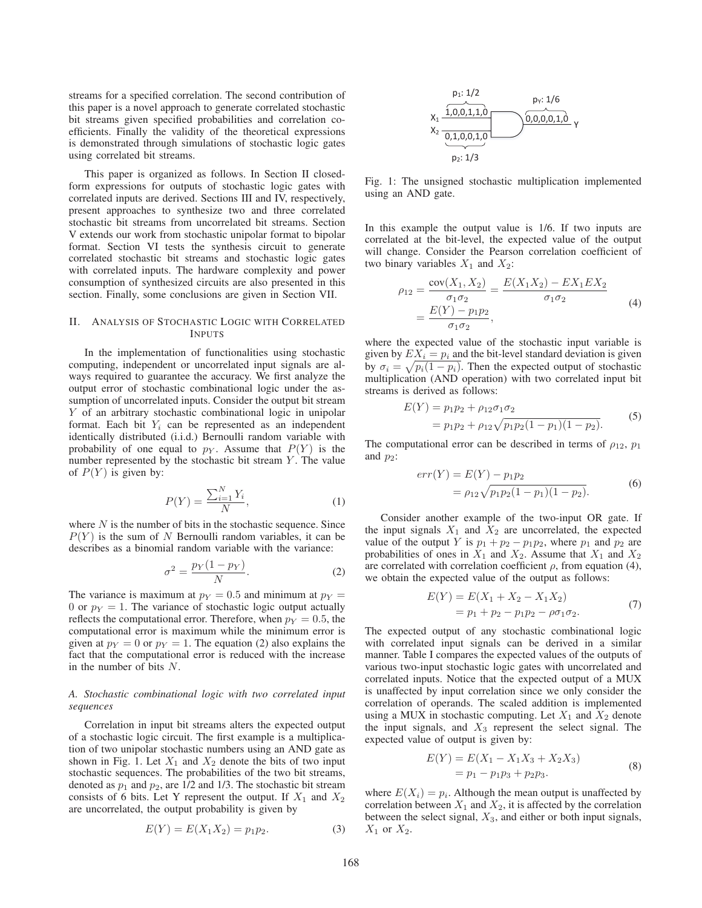streams for a specified correlation. The second contribution of this paper is a novel approach to generate correlated stochastic bit streams given specified probabilities and correlation coefficients. Finally the validity of the theoretical expressions is demonstrated through simulations of stochastic logic gates using correlated bit streams.

This paper is organized as follows. In Section II closed-form expressions for outputs of stochastic logic gates with correlated inputs are derived. Sections III and IV, respectively, present approaches to synthesize two and three correlated stochastic bit streams from uncorrelated bit streams. Section V extends our work from stochastic unipolar format to bipolar format. Section VI tests the synthesis circuit to generate correlated stochastic bit streams and stochastic logic gates with correlated inputs. The hardware complexity and power consumption of synthesized circuits are also presented in this section. Finally, some conclusions are given in Section VII.

## II. Analysis of Stochastic Logic with Correlated Inputs

In the implementation of functionalities using stochastic computing, independent or uncorrelated input signals are always required to guarantee the accuracy. We first analyze the output error of stochastic combinational logic under the assumption of uncorrelated inputs. Consider the output bit stream $Y$ of an arbitrary stochastic combinational logic in unipolar format. Each bit $Y_i$ can be represented as an independent identically distributed (i.i.d.) Bernoulli random variable with probability of one equal to $p_Y$. Assume that $P(Y)$ is the number represented by the stochastic bit stream $Y$. The value of $P(Y)$ is given by:

$$P(Y) = \frac{\sum_{i=1}^{N} Y_i}{N}, \tag{1}$$

where $N$ is the number of bits in the stochastic sequence. Since $P(Y)$ is the sum of $N$ Bernoulli random variables, it can be describes as a binomial random variable with the variance:

$$\sigma^2 = \frac{p_Y(1-p_Y)}{N}. \tag{2}$$

The variance is maximum at $p_Y = 0.5$ and minimum at $p_Y = 0$ or $p_Y = 1$. The variance of stochastic logic output actually reflects the computational error. Therefore, when $p_Y = 0.5$, the computational error is maximum while the minimum error is given at $p_Y = 0$ or $p_Y = 1$. The equation (2) also explains the fact that the computational error is reduced with the increase in the number of bits $N$.

### A. Stochastic combinational logic with two correlated input sequences

Correlation in input bit streams alters the expected output of a stochastic logic circuit. The first example is a multiplication of two unipolar stochastic numbers using an AND gate as shown in Fig. 1. Let $X_1$ and $X_2$ denote the bits of two input stochastic sequences. The probabilities of the two bit streams, denoted as $p_1$ and $p_2$, are 1/2 and 1/3. The stochastic bit stream consists of 6 bits. Let Y represent the output. If $X_1$ and $X_2$ are uncorrelated, the output probability is given by

$$E(Y) = E(X_1X_2) = p_1p_2. \tag{3}$$

Fig. 1: The unsigned stochastic multiplication implemented using an AND gate.

In this example the output value is 1/6. If two inputs are correlated at the bit-level, the expected value of the output will change. Consider the Pearson correlation coefficient of two binary variables $X_1$ and $X_2$:

$$\begin{aligned}\rho_{12} = \frac{\mathrm{cov}(X_1, X_2)}{\sigma_1\sigma_2} &= \frac{E(X_1X_2) - EX_1EX_2}{\sigma_1\sigma_2} \\ &= \frac{E(Y) - p_1p_2}{\sigma_1\sigma_2},\end{aligned} \tag{4}$$

where the expected value of the stochastic input variable is given by $EX_i = p_i$ and the bit-level standard deviation is given by $\sigma_i = \sqrt{p_i(1-p_i)}$. Then the expected output of stochastic multiplication (AND operation) with two correlated input bit streams is derived as follows:

$$\begin{aligned}E(Y) &= p_1p_2 + \rho_{12}\sigma_1\sigma_2 \\ &= p_1p_2 + \rho_{12}\sqrt{p_1p_2(1-p_1)(1-p_2)}.\end{aligned} \tag{5}$$

The computational error can be described in terms of $\rho_{12}$, $p_1$ and $p_2$:

$$\begin{aligned}err(Y) &= E(Y) - p_1p_2 \\ &= \rho_{12}\sqrt{p_1p_2(1-p_1)(1-p_2)}.\end{aligned} \tag{6}$$

Consider another example of the two-input OR gate. If the input signals $X_1$ and $X_2$ are uncorrelated, the expected value of the output $Y$ is $p_1 + p_2 - p_1p_2$, where $p_1$ and $p_2$ are probabilities of ones in $X_1$ and $X_2$. Assume that $X_1$ and $X_2$ are correlated with correlation coefficient $\rho$, from equation (4), we obtain the expected value of the output as follows:

$$\begin{aligned}E(Y) &= E(X_1 + X_2 - X_1X_2) \\ &= p_1 + p_2 - p_1p_2 - \rho\sigma_1\sigma_2.\end{aligned} \tag{7}$$

The expected output of any stochastic combinational logic with correlated input signals can be derived in a similar manner. Table I compares the expected values of the outputs of various two-input stochastic logic gates with uncorrelated and correlated inputs. Notice that the expected output of a MUX is unaffected by input correlation since we only consider the correlation of operands. The scaled addition is implemented using a MUX in stochastic computing. Let $X_1$ and $X_2$ denote the input signals, and $X_3$ represent the select signal. The expected value of output is given by:

$$\begin{aligned}E(Y) &= E(X_1 - X_1X_3 + X_2X_3) \\ &= p_1 - p_1p_3 + p_2p_3.\end{aligned} \tag{8}$$

where $E(X_i) = p_i$. Although the mean output is unaffected by correlation between $X_1$ and $X_2$, it is affected by the correlation between the select signal, $X_3$, and either or both input signals, $X_1$ or $X_2$.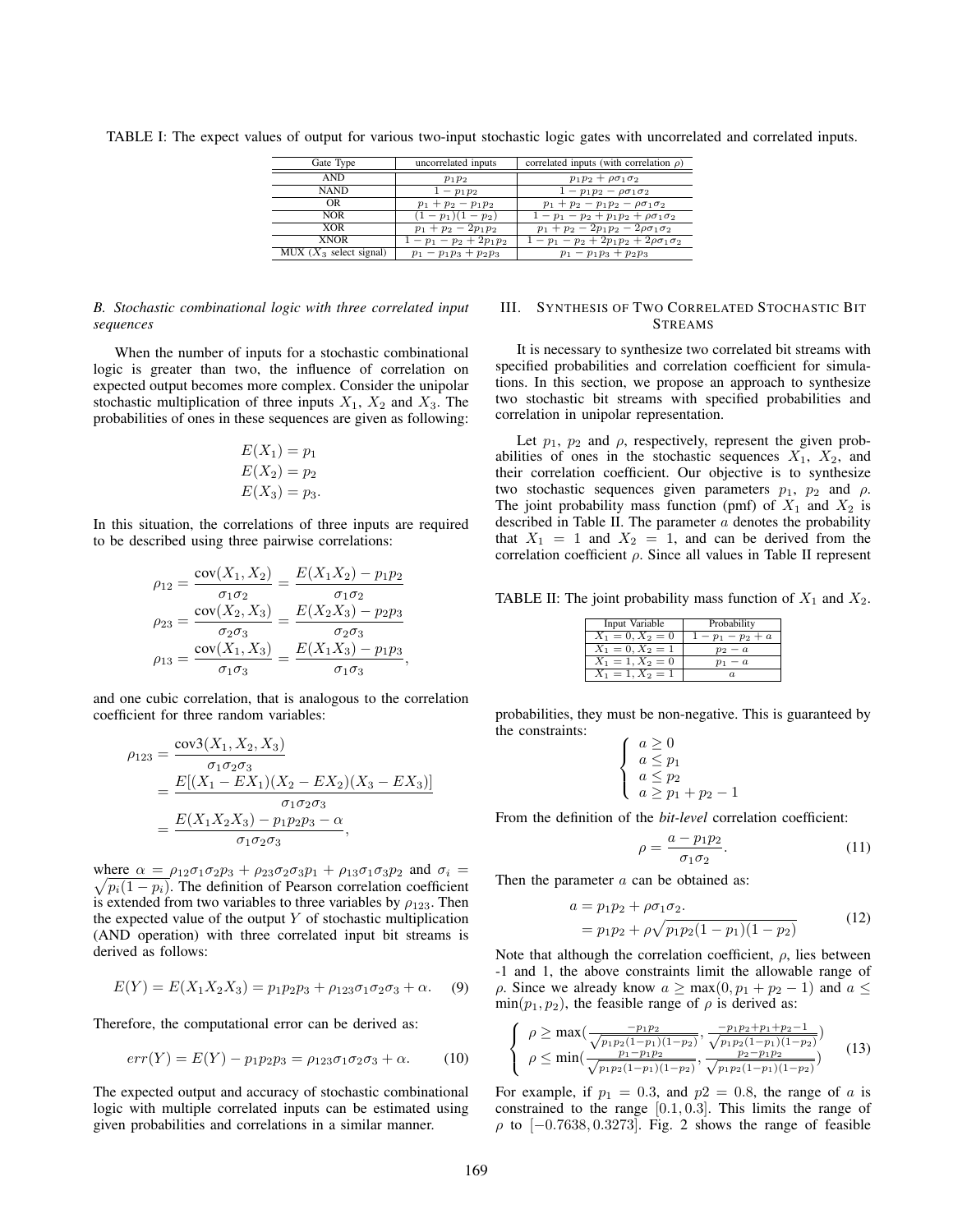TABLE I: The expect values of output for various two-input stochastic logic gates with uncorrelated and correlated inputs.

| Gate Type | uncorrelated inputs | correlated inputs (with correlation $\rho$) |
|---|---|---|
| AND | $p_1p_2$ | $p_1p_2 + \rho\sigma_1\sigma_2$ |
| NAND | $1 - p_1p_2$ | $1 - p_1p_2 - \rho\sigma_1\sigma_2$ |
| OR | $p_1 + p_2 - p_1p_2$ | $p_1 + p_2 - p_1p_2 - \rho\sigma_1\sigma_2$ |
| NOR | $(1 - p_1)(1 - p_2)$ | $1 - p_1 - p_2 + p_1p_2 + \rho\sigma_1\sigma_2$ |
| XOR | $p_1 + p_2 - 2p_1p_2$ | $p_1 + p_2 - 2p_1p_2 - 2\rho\sigma_1\sigma_2$ |
| XNOR | $1 - p_1 - p_2 + 2p_1p_2$ | $1 - p_1 - p_2 + 2p_1p_2 + 2\rho\sigma_1\sigma_2$ |
| MUX ($X_3$ select signal) | $p_1 - p_1p_3 + p_2p_3$ | $p_1 - p_1p_3 + p_2p_3$ |

### *B. Stochastic combinational logic with three correlated input sequences*

When the number of inputs for a stochastic combinational logic is greater than two, the influence of correlation on expected output becomes more complex. Consider the unipolar stochastic multiplication of three inputs $X_1$, $X_2$ and $X_3$. The probabilities of ones in these sequences are given as following:

$$E(X_1) = p_1$$
$$E(X_2) = p_2$$
$$E(X_3) = p_3.$$

In this situation, the correlations of three inputs are required to be described using three pairwise correlations:

$$\rho_{12} = \frac{\text{cov}(X_1, X_2)}{\sigma_1\sigma_2} = \frac{E(X_1X_2) - p_1p_2}{\sigma_1\sigma_2}$$
$$\rho_{23} = \frac{\text{cov}(X_2, X_3)}{\sigma_2\sigma_3} = \frac{E(X_2X_3) - p_2p_3}{\sigma_2\sigma_3}$$
$$\rho_{13} = \frac{\text{cov}(X_1, X_3)}{\sigma_1\sigma_3} = \frac{E(X_1X_3) - p_1p_3}{\sigma_1\sigma_3},$$

and one cubic correlation, that is analogous to the correlation coefficient for three random variables:

$$\begin{aligned}\rho_{123} &= \frac{\text{cov3}(X_1, X_2, X_3)}{\sigma_1\sigma_2\sigma_3} \\ &= \frac{E[(X_1 - EX_1)(X_2 - EX_2)(X_3 - EX_3)]}{\sigma_1\sigma_2\sigma_3} \\ &= \frac{E(X_1X_2X_3) - p_1p_2p_3 - \alpha}{\sigma_1\sigma_2\sigma_3},\end{aligned}$$

where $\alpha = \rho_{12}\sigma_1\sigma_2p_3 + \rho_{23}\sigma_2\sigma_3p_1 + \rho_{13}\sigma_1\sigma_3p_2$ and $\sigma_i = \sqrt{p_i(1 - p_i)}$. The definition of Pearson correlation coefficient is extended from two variables to three variables by $\rho_{123}$. Then the expected value of the output $Y$ of stochastic multiplication (AND operation) with three correlated input bit streams is derived as follows:

$$E(Y) = E(X_1X_2X_3) = p_1p_2p_3 + \rho_{123}\sigma_1\sigma_2\sigma_3 + \alpha. \quad (9)$$

Therefore, the computational error can be derived as:

$$err(Y) = E(Y) - p_1p_2p_3 = \rho_{123}\sigma_1\sigma_2\sigma_3 + \alpha. \quad (10)$$

The expected output and accuracy of stochastic combinational logic with multiple correlated inputs can be estimated using given probabilities and correlations in a similar manner.

## III. Synthesis of Two Correlated Stochastic Bit Streams

It is necessary to synthesize two correlated bit streams with specified probabilities and correlation coefficient for simulations. In this section, we propose an approach to synthesize two stochastic bit streams with specified probabilities and correlation in unipolar representation.

Let $p_1$, $p_2$ and $\rho$, respectively, represent the given probabilities of ones in the stochastic sequences $X_1$, $X_2$, and their correlation coefficient. Our objective is to synthesize two stochastic sequences given parameters $p_1$, $p_2$ and $\rho$. The joint probability mass function (pmf) of $X_1$ and $X_2$ is described in Table II. The parameter $a$ denotes the probability that $X_1 = 1$ and $X_2 = 1$, and can be derived from the correlation coefficient $\rho$. Since all values in Table II represent probabilities, they must be non-negative. This is guaranteed by the constraints:

TABLE II: The joint probability mass function of $X_1$ and $X_2$.

| Input Variable | Probability |
|---|---|
| $X_1 = 0, X_2 = 0$ | $1 - p_1 - p_2 + a$ |
| $X_1 = 0, X_2 = 1$ | $p_2 - a$ |
| $X_1 = 1, X_2 = 0$ | $p_1 - a$ |
| $X_1 = 1, X_2 = 1$ | $a$ |

$$\begin{cases} a \geq 0 \\ a \leq p_1 \\ a \leq p_2 \\ a \geq p_1 + p_2 - 1 \end{cases}$$

From the definition of the *bit-level* correlation coefficient:

$$\rho = \frac{a - p_1p_2}{\sigma_1\sigma_2}. \quad (11)$$

Then the parameter $a$ can be obtained as:

$$\begin{aligned}a &= p_1p_2 + \rho\sigma_1\sigma_2. \\ &= p_1p_2 + \rho\sqrt{p_1p_2(1 - p_1)(1 - p_2)}\end{aligned} \quad (12)$$

Note that although the correlation coefficient, $\rho$, lies between -1 and 1, the above constraints limit the allowable range of $\rho$. Since we already know $a \geq \max(0, p_1 + p_2 - 1)$ and $a \leq \min(p_1, p_2)$, the feasible range of $\rho$ is derived as:

$$\begin{cases} \rho \geq \max\left(\frac{-p_1p_2}{\sqrt{p_1p_2(1-p_1)(1-p_2)}}, \frac{-p_1p_2+p_1+p_2-1}{\sqrt{p_1p_2(1-p_1)(1-p_2)}}\right) \\ \rho \leq \min\left(\frac{p_1-p_1p_2}{\sqrt{p_1p_2(1-p_1)(1-p_2)}}, \frac{p_2-p_1p_2}{\sqrt{p_1p_2(1-p_1)(1-p_2)}}\right) \end{cases} \quad (13)$$

For example, if $p_1 = 0.3$, and $p2 = 0.8$, the range of $a$ is constrained to the range $[0.1, 0.3]$. This limits the range of $\rho$ to $[-0.7638, 0.3273]$. Fig. 2 shows the range of feasible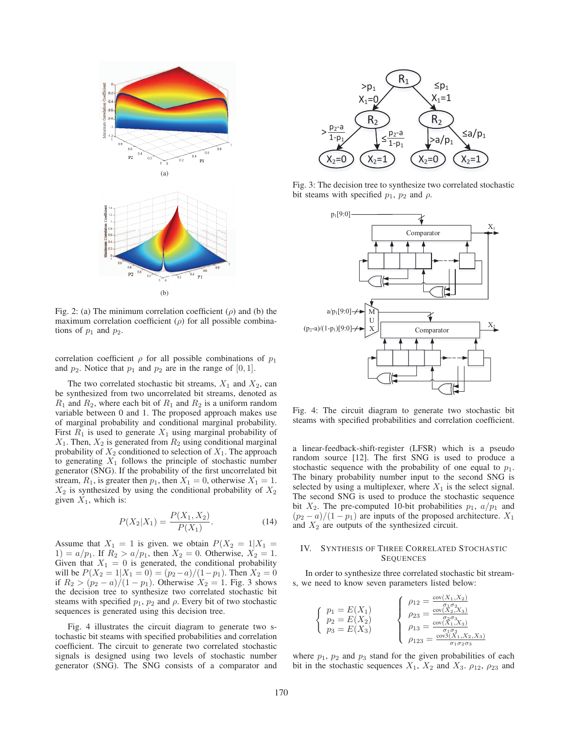Fig. 2: (a) The minimum correlation coefficient ($\rho$) and (b) the maximum correlation coefficient ($\rho$) for all possible combinations of $p_1$ and $p_2$.

correlation coefficient $\rho$ for all possible combinations of $p_1$ and $p_2$. Notice that $p_1$ and $p_2$ are in the range of $[0, 1]$.

The two correlated stochastic bit streams, $X_1$ and $X_2$, can be synthesized from two uncorrelated bit streams, denoted as $R_1$ and $R_2$, where each bit of $R_1$ and $R_2$ is a uniform random variable between 0 and 1. The proposed approach makes use of marginal probability and conditional marginal probability. First $R_1$ is used to generate $X_1$ using marginal probability of $X_1$. Then, $X_2$ is generated from $R_2$ using conditional marginal probability of $X_2$ conditioned to selection of $X_1$. The approach to generating $X_1$ follows the principle of stochastic number generator (SNG). If the probability of the first uncorrelated bit stream, $R_1$, is greater then $p_1$, then $X_1 = 0$, otherwise $X_1 = 1$. $X_2$ is synthesized by using the conditional probability of $X_2$ given $X_1$, which is:

$$P(X_2|X_1) = \frac{P(X_1, X_2)}{P(X_1)}. \tag{14}$$

Assume that $X_1 = 1$ is given. we obtain $P(X_2 = 1|X_1 = 1) = a/p_1$. If $R_2 > a/p_1$, then $X_2 = 0$. Otherwise, $X_2 = 1$. Given that $X_1 = 0$ is generated, the conditional probability will be $P(X_2 = 1|X_1 = 0) = (p_2 - a)/(1 - p_1)$. Then $X_2 = 0$ if $R_2 > (p_2 - a)/(1 - p_1)$. Otherwise $X_2 = 1$. Fig. 3 shows the decision tree to synthesize two correlated stochastic bit steams with specified $p_1$, $p_2$ and $\rho$. Every bit of two stochastic sequences is generated using this decision tree.

Fig. 4 illustrates the circuit diagram to generate two stochastic bit steams with specified probabilities and correlation coefficient. The circuit to generate two correlated stochastic signals is designed using two levels of stochastic number generator (SNG). The SNG consists of a comparator and a linear-feedback-shift-register (LFSR) which is a pseudo random source [12]. The first SNG is used to produce a stochastic sequence with the probability of one equal to $p_1$. The binary probability number input to the second SNG is selected by using a multiplexer, where $X_1$ is the select signal. The second SNG is used to produce the stochastic sequence bit $X_2$. The pre-computed 10-bit probabilities $p_1$, $a/p_1$ and $(p_2 - a)/(1 - p_1)$ are inputs of the proposed architecture. $X_1$ and $X_2$ are outputs of the synthesized circuit.

Fig. 3: The decision tree to synthesize two correlated stochastic bit steams with specified $p_1$, $p_2$ and $\rho$.

Fig. 4: The circuit diagram to generate two stochastic bit steams with specified probabilities and correlation coefficient.

## IV. Synthesis of Three Correlated Stochastic Sequences

In order to synthesize three correlated stochastic bit streams, we need to know seven parameters listed below:

$$\begin{cases} p_1 = E(X_1) \\ p_2 = E(X_2) \\ p_3 = E(X_3) \end{cases} \quad \begin{cases} \rho_{12} = \frac{\text{cov}(X_1, X_2)}{\sigma_1 \sigma_2} \\ \rho_{23} = \frac{\text{cov}(X_2, X_3)}{\sigma_2 \sigma_3} \\ \rho_{13} = \frac{\text{cov}(X_1, X_3)}{\sigma_1 \sigma_3} \\ \rho_{123} = \frac{\text{cov3}(X_1, X_2, X_3)}{\sigma_1 \sigma_2 \sigma_3} \end{cases}$$

where $p_1$, $p_2$ and $p_3$ stand for the given probabilities of each bit in the stochastic sequences $X_1$, $X_2$ and $X_3$. $\rho_{12}$, $\rho_{23}$ and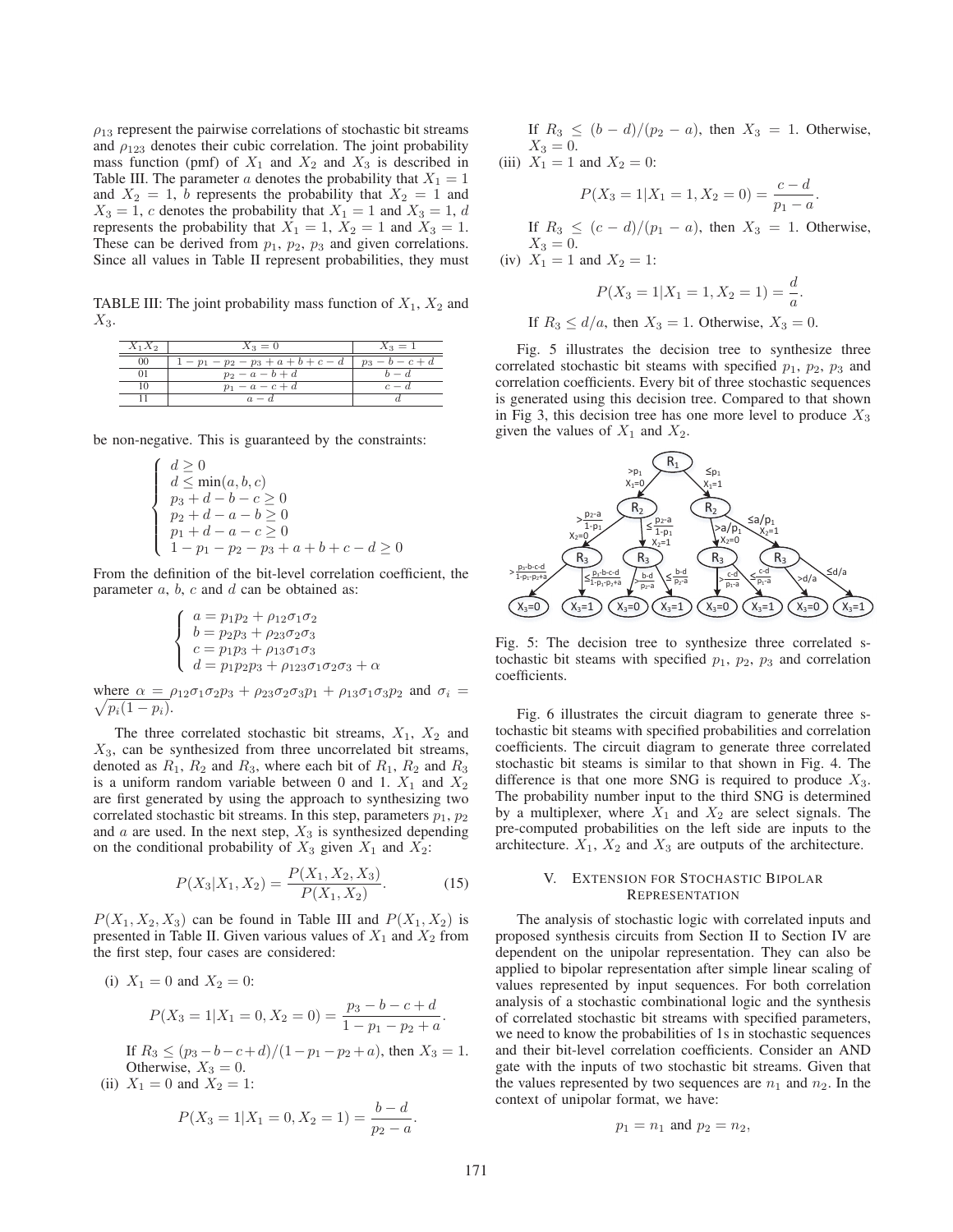$\rho_{13}$ represent the pairwise correlations of stochastic bit streams and $\rho_{123}$ denotes their cubic correlation. The joint probability mass function (pmf) of $X_1$ and $X_2$ and $X_3$ is described in Table III. The parameter $a$ denotes the probability that $X_1 = 1$ and $X_2 = 1$, $b$ represents the probability that $X_2 = 1$ and $X_3 = 1$, $c$ denotes the probability that $X_1 = 1$ and $X_3 = 1$, $d$ represents the probability that $X_1 = 1$, $X_2 = 1$ and $X_3 = 1$. These can be derived from $p_1$, $p_2$, $p_3$ and given correlations. Since all values in Table II represent probabilities, they must be non-negative. This is guaranteed by the constraints:

TABLE III: The joint probability mass function of $X_1$, $X_2$ and $X_3$.

| $X_1X_2$ | $X_3 = 0$ | $X_3 = 1$ |
|---|---|---|
| 00 | $1 - p_1 - p_2 - p_3 + a + b + c - d$ | $p_3 - b - c + d$ |
| 01 | $p_2 - a - b + d$ | $b - d$ |
| 10 | $p_1 - a - c + d$ | $c - d$ |
| 11 | $a - d$ | $d$ |

$$\begin{cases} d \geq 0 \\ d \leq \min(a, b, c) \\ p_3 + d - b - c \geq 0 \\ p_2 + d - a - b \geq 0 \\ p_1 + d - a - c \geq 0 \\ 1 - p_1 - p_2 - p_3 + a + b + c - d \geq 0 \end{cases}$$

From the definition of the bit-level correlation coefficient, the parameter $a$, $b$, $c$ and $d$ can be obtained as:

$$\begin{cases} a = p_1p_2 + \rho_{12}\sigma_1\sigma_2 \\ b = p_2p_3 + \rho_{23}\sigma_2\sigma_3 \\ c = p_1p_3 + \rho_{13}\sigma_1\sigma_3 \\ d = p_1p_2p_3 + \rho_{123}\sigma_1\sigma_2\sigma_3 + \alpha \end{cases}$$

where $\alpha = \rho_{12}\sigma_1\sigma_2p_3 + \rho_{23}\sigma_2\sigma_3p_1 + \rho_{13}\sigma_1\sigma_3p_2$ and $\sigma_i = \sqrt{p_i(1-p_i)}$.

The three correlated stochastic bit streams, $X_1$, $X_2$ and $X_3$, can be synthesized from three uncorrelated bit streams, denoted as $R_1$, $R_2$ and $R_3$, where each bit of $R_1$, $R_2$ and $R_3$ is a uniform random variable between 0 and 1. $X_1$ and $X_2$ are first generated by using the approach to synthesizing two correlated stochastic bit streams. In this step, parameters $p_1$, $p_2$ and $a$ are used. In the next step, $X_3$ is synthesized depending on the conditional probability of $X_3$ given $X_1$ and $X_2$:

$$P(X_3|X_1, X_2) = \frac{P(X_1, X_2, X_3)}{P(X_1, X_2)}. \quad (15)$$

$P(X_1, X_2, X_3)$ can be found in Table III and $P(X_1, X_2)$ is presented in Table II. Given various values of $X_1$ and $X_2$ from the first step, four cases are considered:

(i) $X_1 = 0$ and $X_2 = 0$:

$$P(X_3 = 1|X_1 = 0, X_2 = 0) = \frac{p_3 - b - c + d}{1 - p_1 - p_2 + a}.$$

If $R_3 \leq (p_3 - b - c + d)/(1 - p_1 - p_2 + a)$, then $X_3 = 1$. Otherwise, $X_3 = 0$.

(ii) $X_1 = 0$ and $X_2 = 1$:

$$P(X_3 = 1|X_1 = 0, X_2 = 1) = \frac{b - d}{p_2 - a}.$$

If $R_3 \leq (b - d)/(p_2 - a)$, then $X_3 = 1$. Otherwise, $X_3 = 0$.

(iii) $X_1 = 1$ and $X_2 = 0$:

$$P(X_3 = 1|X_1 = 1, X_2 = 0) = \frac{c - d}{p_1 - a}.$$

If $R_3 \leq (c - d)/(p_1 - a)$, then $X_3 = 1$. Otherwise, $X_3 = 0$.

(iv) $X_1 = 1$ and $X_2 = 1$:

$$P(X_3 = 1|X_1 = 1, X_2 = 1) = \frac{d}{a}.$$

If $R_3 \leq d/a$, then $X_3 = 1$. Otherwise, $X_3 = 0$.

Fig. 5 illustrates the decision tree to synthesize three correlated stochastic bit steams with specified $p_1$, $p_2$, $p_3$ and correlation coefficients. Every bit of three stochastic sequences is generated using this decision tree. Compared to that shown in Fig 3, this decision tree has one more level to produce $X_3$ given the values of $X_1$ and $X_2$.

Fig. 5: The decision tree to synthesize three correlated stochastic bit steams with specified $p_1$, $p_2$, $p_3$ and correlation coefficients.

Fig. 6 illustrates the circuit diagram to generate three stochastic bit steams with specified probabilities and correlation coefficients. The circuit diagram to generate three correlated stochastic bit steams is similar to that shown in Fig. 4. The difference is that one more SNG is required to produce $X_3$. The probability number input to the third SNG is determined by a multiplexer, where $X_1$ and $X_2$ are select signals. The pre-computed probabilities on the left side are inputs to the architecture. $X_1$, $X_2$ and $X_3$ are outputs of the architecture.

## V. Extension for Stochastic Bipolar Representation

The analysis of stochastic logic with correlated inputs and proposed synthesis circuits from Section II to Section IV are dependent on the unipolar representation. They can also be applied to bipolar representation after simple linear scaling of values represented by input sequences. For both correlation analysis of a stochastic combinational logic and the synthesis of correlated stochastic bit streams with specified parameters, we need to know the probabilities of 1s in stochastic sequences and their bit-level correlation coefficients. Consider an AND gate with the inputs of two stochastic bit streams. Given that the values represented by two sequences are $n_1$ and $n_2$. In the context of unipolar format, we have:

$$p_1 = n_1 \text{ and } p_2 = n_2,$$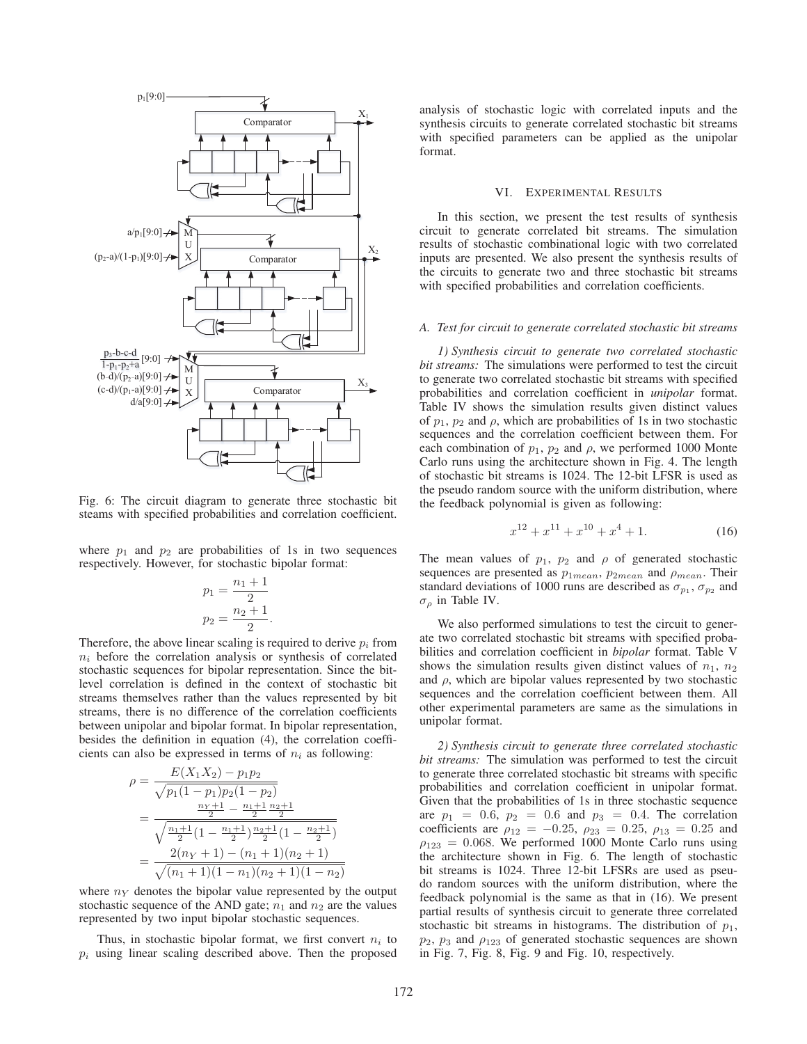Fig. 6: The circuit diagram to generate three stochastic bit steams with specified probabilities and correlation coefficient.

where $p_1$ and $p_2$ are probabilities of 1s in two sequences respectively. However, for stochastic bipolar format:

$$p_1 = \frac{n_1 + 1}{2}$$
$$p_2 = \frac{n_2 + 1}{2}.$$

Therefore, the above linear scaling is required to derive $p_i$ from $n_i$ before the correlation analysis or synthesis of correlated stochastic sequences for bipolar representation. Since the bit-level correlation is defined in the context of stochastic bit streams themselves rather than the values represented by bit streams, there is no difference of the correlation coefficients between unipolar and bipolar format. In bipolar representation, besides the definition in equation (4), the correlation coefficients can also be expressed in terms of $n_i$ as following:

$$\rho = \frac{E(X_1X_2) - p_1p_2}{\sqrt{p_1(1-p_1)p_2(1-p_2)}}$$
$$= \frac{\frac{n_Y+1}{2} - \frac{n_1+1}{2}\frac{n_2+1}{2}}{\sqrt{\frac{n_1+1}{2}(1-\frac{n_1+1}{2})\frac{n_2+1}{2}(1-\frac{n_2+1}{2})}}$$
$$= \frac{2(n_Y+1) - (n_1+1)(n_2+1)}{\sqrt{(n_1+1)(1-n_1)(n_2+1)(1-n_2)}}$$

where $n_Y$ denotes the bipolar value represented by the output stochastic sequence of the AND gate; $n_1$ and $n_2$ are the values represented by two input bipolar stochastic sequences.

Thus, in stochastic bipolar format, we first convert $n_i$ to $p_i$ using linear scaling described above. Then the proposed analysis of stochastic logic with correlated inputs and the synthesis circuits to generate correlated stochastic bit streams with specified parameters can be applied as the unipolar format.

## VI. Experimental Results

In this section, we present the test results of synthesis circuit to generate correlated bit streams. The simulation results of stochastic combinational logic with two correlated inputs are presented. We also present the synthesis results of the circuits to generate two and three stochastic bit streams with specified probabilities and correlation coefficients.

### A. Test for circuit to generate correlated stochastic bit streams

*1) Synthesis circuit to generate two correlated stochastic bit streams:* The simulations were performed to test the circuit to generate two correlated stochastic bit streams with specified probabilities and correlation coefficient in *unipolar* format. Table IV shows the simulation results given distinct values of $p_1$, $p_2$ and $\rho$, which are probabilities of 1s in two stochastic sequences and the correlation coefficient between them. For each combination of $p_1$, $p_2$ and $\rho$, we performed 1000 Monte Carlo runs using the architecture shown in Fig. 4. The length of stochastic bit streams is 1024. The 12-bit LFSR is used as the pseudo random source with the uniform distribution, where the feedback polynomial is given as following:

$$x^{12} + x^{11} + x^{10} + x^4 + 1. \tag{16}$$

The mean values of $p_1$, $p_2$ and $\rho$ of generated stochastic sequences are presented as $p_{1mean}$, $p_{2mean}$ and $\rho_{mean}$. Their standard deviations of 1000 runs are described as $\sigma_{p_1}$, $\sigma_{p_2}$ and $\sigma_\rho$ in Table IV.

We also performed simulations to test the circuit to generate two correlated stochastic bit streams with specified probabilities and correlation coefficient in *bipolar* format. Table V shows the simulation results given distinct values of $n_1$, $n_2$ and $\rho$, which are bipolar values represented by two stochastic sequences and the correlation coefficient between them. All other experimental parameters are same as the simulations in unipolar format.

*2) Synthesis circuit to generate three correlated stochastic bit streams:* The simulation was performed to test the circuit to generate three correlated stochastic bit streams with specific probabilities and correlation coefficient in unipolar format. Given that the probabilities of 1s in three stochastic sequence are $p_1 = 0.6$, $p_2 = 0.6$ and $p_3 = 0.4$. The correlation coefficients are $\rho_{12} = -0.25$, $\rho_{23} = 0.25$, $\rho_{13} = 0.25$ and $\rho_{123} = 0.068$. We performed 1000 Monte Carlo runs using the architecture shown in Fig. 6. The length of stochastic bit streams is 1024. Three 12-bit LFSRs are used as pseudo random sources with the uniform distribution, where the feedback polynomial is the same as that in (16). We present partial results of synthesis circuit to generate three correlated stochastic bit streams in histograms. The distribution of $p_1$, $p_2$, $p_3$ and $\rho_{123}$ of generated stochastic sequences are shown in Fig. 7, Fig. 8, Fig. 9 and Fig. 10, respectively.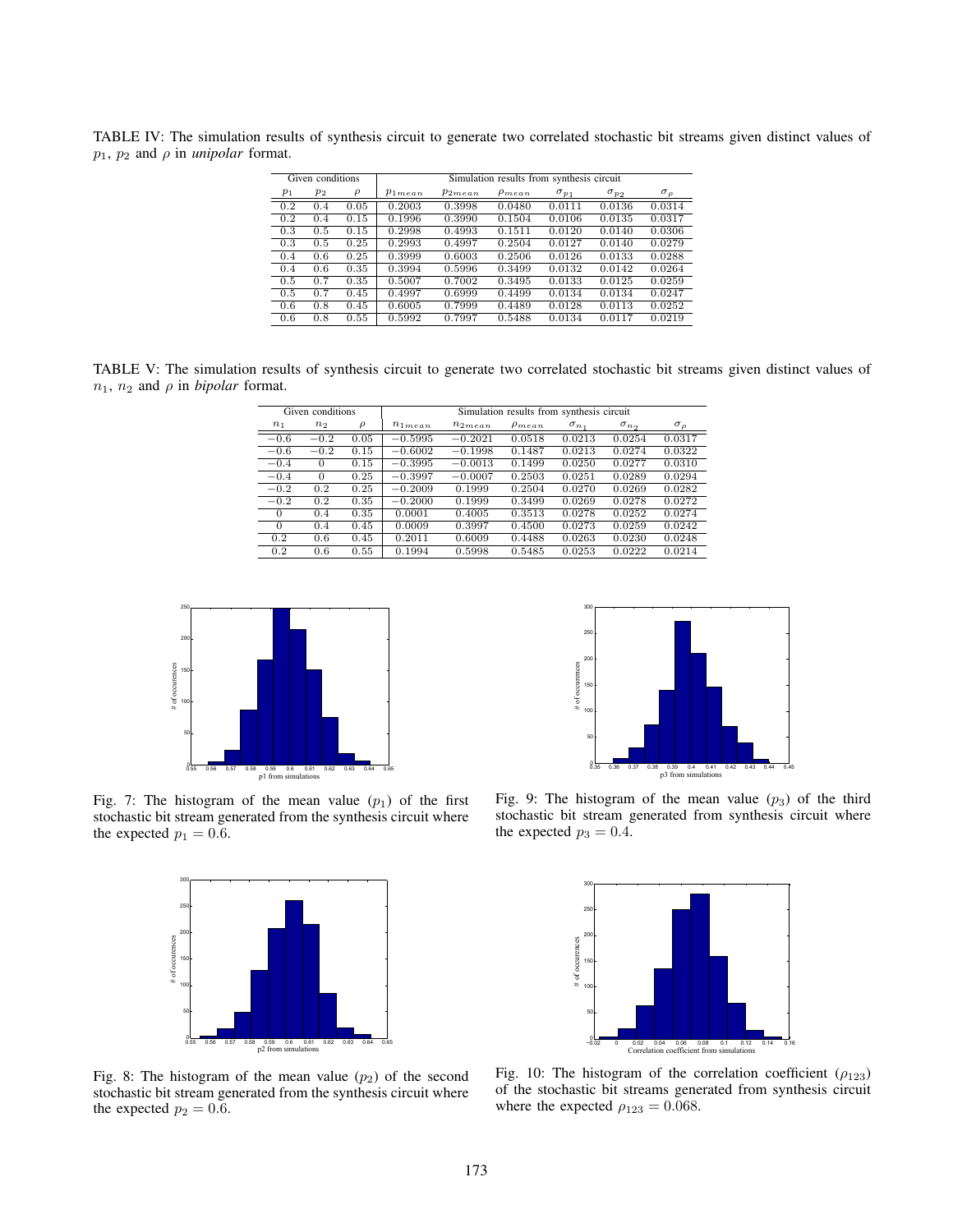TABLE IV: The simulation results of synthesis circuit to generate two correlated stochastic bit streams given distinct values of $p_1$, $p_2$ and $\rho$ in *unipolar* format.

| Given conditions | | | Simulation results from synthesis circuit | | | | | |
|---|---|---|---|---|---|---|---|---|
| $p_1$ | $p_2$ | $\rho$ | $p_{1mean}$ | $p_{2mean}$ | $\rho_{mean}$ | $\sigma_{p_1}$ | $\sigma_{p_2}$ | $\sigma_\rho$ |
| 0.2 | 0.4 | 0.05 | 0.2003 | 0.3998 | 0.0480 | 0.0111 | 0.0136 | 0.0314 |
| 0.2 | 0.4 | 0.15 | 0.1996 | 0.3990 | 0.1504 | 0.0106 | 0.0135 | 0.0317 |
| 0.3 | 0.5 | 0.15 | 0.2998 | 0.4993 | 0.1511 | 0.0120 | 0.0140 | 0.0306 |
| 0.3 | 0.5 | 0.25 | 0.2993 | 0.4997 | 0.2504 | 0.0127 | 0.0140 | 0.0279 |
| 0.4 | 0.6 | 0.25 | 0.3999 | 0.6003 | 0.2506 | 0.0126 | 0.0133 | 0.0288 |
| 0.4 | 0.6 | 0.35 | 0.3994 | 0.5996 | 0.3499 | 0.0132 | 0.0142 | 0.0264 |
| 0.5 | 0.7 | 0.35 | 0.5007 | 0.7002 | 0.3495 | 0.0133 | 0.0125 | 0.0259 |
| 0.5 | 0.7 | 0.45 | 0.4997 | 0.6999 | 0.4499 | 0.0134 | 0.0134 | 0.0247 |
| 0.6 | 0.8 | 0.45 | 0.6005 | 0.7999 | 0.4489 | 0.0128 | 0.0113 | 0.0252 |
| 0.6 | 0.8 | 0.55 | 0.5992 | 0.7997 | 0.5488 | 0.0134 | 0.0117 | 0.0219 |

TABLE V: The simulation results of synthesis circuit to generate two correlated stochastic bit streams given distinct values of $n_1$, $n_2$ and $\rho$ in *bipolar* format.

| Given conditions | | | Simulation results from synthesis circuit | | | | | |
|---|---|---|---|---|---|---|---|---|
| $n_1$ | $n_2$ | $\rho$ | $n_{1mean}$ | $n_{2mean}$ | $\rho_{mean}$ | $\sigma_{n_1}$ | $\sigma_{n_2}$ | $\sigma_\rho$ |
| $-0.6$ | $-0.2$ | 0.05 | $-0.5995$ | $-0.2021$ | 0.0518 | 0.0213 | 0.0254 | 0.0317 |
| $-0.6$ | $-0.2$ | 0.15 | $-0.6002$ | $-0.1998$ | 0.1487 | 0.0213 | 0.0274 | 0.0322 |
| $-0.4$ | 0 | 0.15 | $-0.3995$ | $-0.0013$ | 0.1499 | 0.0250 | 0.0277 | 0.0310 |
| $-0.4$ | 0 | 0.25 | $-0.3997$ | $-0.0007$ | 0.2503 | 0.0251 | 0.0289 | 0.0294 |
| $-0.2$ | 0.2 | 0.25 | $-0.2009$ | 0.1999 | 0.2504 | 0.0270 | 0.0269 | 0.0282 |
| $-0.2$ | 0.2 | 0.35 | $-0.2000$ | 0.1999 | 0.3499 | 0.0269 | 0.0278 | 0.0272 |
| 0 | 0.4 | 0.35 | 0.0001 | 0.4005 | 0.3513 | 0.0278 | 0.0252 | 0.0274 |
| 0 | 0.4 | 0.45 | 0.0009 | 0.3997 | 0.4500 | 0.0273 | 0.0259 | 0.0242 |
| 0.2 | 0.6 | 0.45 | 0.2011 | 0.6009 | 0.4488 | 0.0263 | 0.0230 | 0.0248 |
| 0.2 | 0.6 | 0.55 | 0.1994 | 0.5998 | 0.5485 | 0.0253 | 0.0222 | 0.0214 |

Fig. 7: The histogram of the mean value ($p_1$) of the first stochastic bit stream generated from the synthesis circuit where the expected $p_1 = 0.6$.

Fig. 8: The histogram of the mean value ($p_2$) of the second stochastic bit stream generated from the synthesis circuit where the expected $p_2 = 0.6$.

Fig. 9: The histogram of the mean value ($p_3$) of the third stochastic bit stream generated from synthesis circuit where the expected $p_3 = 0.4$.

Fig. 10: The histogram of the correlation coefficient ($\rho_{123}$) of the stochastic bit streams generated from synthesis circuit where the expected $\rho_{123} = 0.068$.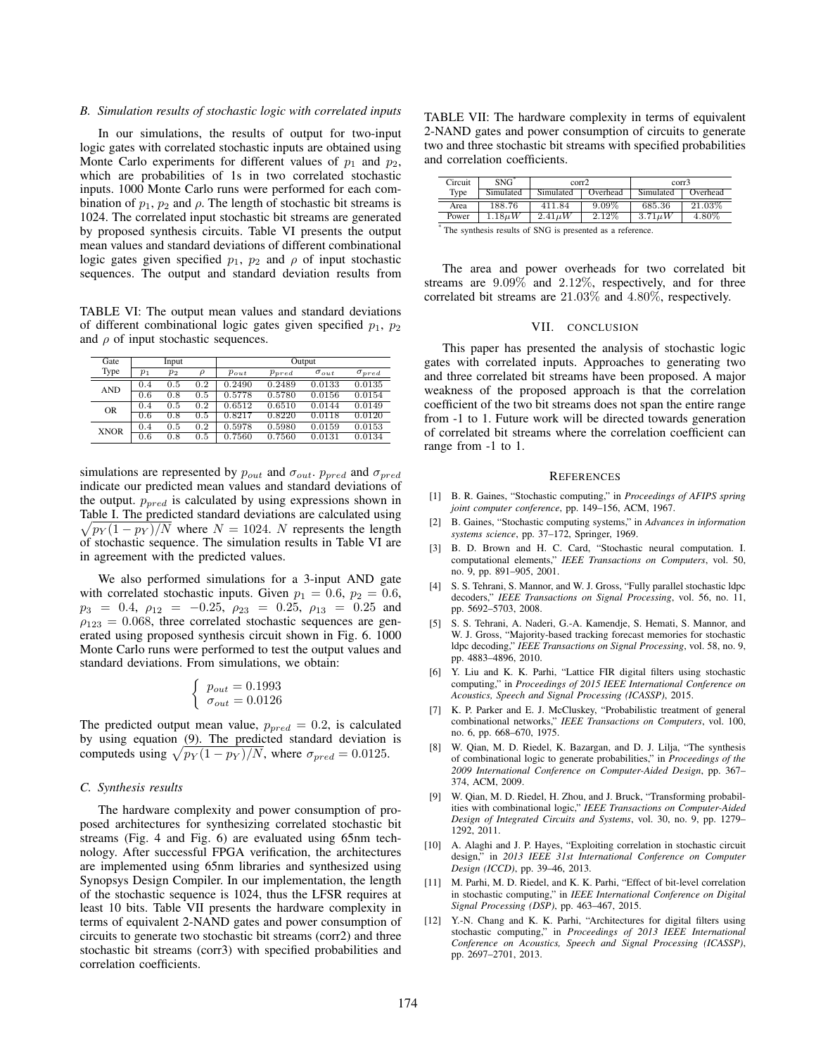### B. Simulation results of stochastic logic with correlated inputs

In our simulations, the results of output for two-input logic gates with correlated stochastic inputs are obtained using Monte Carlo experiments for different values of $p_1$ and $p_2$, which are probabilities of 1s in two correlated stochastic inputs. 1000 Monte Carlo runs were performed for each combination of $p_1$, $p_2$ and $\rho$. The length of stochastic bit streams is 1024. The correlated input stochastic bit streams are generated by proposed synthesis circuits. Table VI presents the output mean values and standard deviations of different combinational logic gates given specified $p_1$, $p_2$ and $\rho$ of input stochastic sequences. The output and standard deviation results from simulations are represented by $p_{out}$ and $\sigma_{out}$. $p_{pred}$ and $\sigma_{pred}$ indicate our predicted mean values and standard deviations of the output. $p_{pred}$ is calculated by using expressions shown in Table I. The predicted standard deviations are calculated using $\sqrt{p_Y(1-p_Y)/N}$ where $N = 1024$. $N$ represents the length of stochastic sequence. The simulation results in Table VI are in agreement with the predicted values.

TABLE VI: The output mean values and standard deviations of different combinational logic gates given specified $p_1$, $p_2$ and $\rho$ of input stochastic sequences.

| Gate Type | Input | | | Output | | | |
|---|---|---|---|---|---|---|---|
| | $p_1$ | $p_2$ | $\rho$ | $p_{out}$ | $p_{pred}$ | $\sigma_{out}$ | $\sigma_{pred}$ |
| AND | 0.4 | 0.5 | 0.2 | 0.2490 | 0.2489 | 0.0133 | 0.0135 |
| | 0.6 | 0.8 | 0.5 | 0.5778 | 0.5780 | 0.0156 | 0.0154 |
| OR | 0.4 | 0.5 | 0.2 | 0.6512 | 0.6510 | 0.0144 | 0.0149 |
| | 0.6 | 0.8 | 0.5 | 0.8217 | 0.8220 | 0.0118 | 0.0120 |
| XNOR | 0.4 | 0.5 | 0.2 | 0.5978 | 0.5980 | 0.0159 | 0.0153 |
| | 0.6 | 0.8 | 0.5 | 0.7560 | 0.7560 | 0.0131 | 0.0134 |

We also performed simulations for a 3-input AND gate with correlated stochastic inputs. Given $p_1 = 0.6$, $p_2 = 0.6$, $p_3 = 0.4$, $\rho_{12} = -0.25$, $\rho_{23} = 0.25$, $\rho_{13} = 0.25$ and $\rho_{123} = 0.068$, three correlated stochastic sequences are generated using proposed synthesis circuit shown in Fig. 6. 1000 Monte Carlo runs were performed to test the output values and standard deviations. From simulations, we obtain:

$$\begin{cases} p_{out} = 0.1993 \\ \sigma_{out} = 0.0126 \end{cases}$$

The predicted output mean value, $p_{pred} = 0.2$, is calculated by using equation (9). The predicted standard deviation is computeds using $\sqrt{p_Y(1-p_Y)/N}$, where $\sigma_{pred} = 0.0125$.

### C. Synthesis results

The hardware complexity and power consumption of proposed architectures for synthesizing correlated stochastic bit streams (Fig. 4 and Fig. 6) are evaluated using 65nm technology. After successful FPGA verification, the architectures are implemented using 65nm libraries and synthesized using Synopsys Design Compiler. In our implementation, the length of the stochastic sequence is 1024, thus the LFSR requires at least 10 bits. Table VII presents the hardware complexity in terms of equivalent 2-NAND gates and power consumption of circuits to generate two stochastic bit streams (corr2) and three stochastic bit streams (corr3) with specified probabilities and correlation coefficients.

TABLE VII: The hardware complexity in terms of equivalent 2-NAND gates and power consumption of circuits to generate two and three stochastic bit streams with specified probabilities and correlation coefficients.

| Circuit Type | SNG* | corr2 | | corr3 | |
|---|---|---|---|---|---|
| | Simulated | Simulated | Overhead | Simulated | Overhead |
| Area | 188.76 | 411.84 | 9.09% | 685.36 | 21.03% |
| Power | $1.18\mu W$ | $2.41\mu W$ | 2.12% | $3.71\mu W$ | 4.80% |

* The synthesis results of SNG is presented as a reference.

The area and power overheads for two correlated bit streams are 9.09% and 2.12%, respectively, and for three correlated bit streams are 21.03% and 4.80%, respectively.

## VII. Conclusion

This paper has presented the analysis of stochastic logic gates with correlated inputs. Approaches to generating two and three correlated bit streams have been proposed. A major weakness of the proposed approach is that the correlation coefficient of the two bit streams does not span the entire range from -1 to 1. Future work will be directed towards generation of correlated bit streams where the correlation coefficient can range from -1 to 1.

## References

[1] B. R. Gaines, "Stochastic computing," in *Proceedings of AFIPS spring joint computer conference*, pp. 149–156, ACM, 1967.

[2] B. Gaines, "Stochastic computing systems," in *Advances in information systems science*, pp. 37–172, Springer, 1969.

[3] B. D. Brown and H. C. Card, "Stochastic neural computation. I. computational elements," *IEEE Transactions on Computers*, vol. 50, no. 9, pp. 891–905, 2001.

[4] S. S. Tehrani, S. Mannor, and W. J. Gross, "Fully parallel stochastic ldpc decoders," *IEEE Transactions on Signal Processing*, vol. 56, no. 11, pp. 5692–5703, 2008.

[5] S. S. Tehrani, A. Naderi, G.-A. Kamendje, S. Hemati, S. Mannor, and W. J. Gross, "Majority-based tracking forecast memories for stochastic ldpc decoding," *IEEE Transactions on Signal Processing*, vol. 58, no. 9, pp. 4883–4896, 2010.

[6] Y. Liu and K. K. Parhi, "Lattice FIR digital filters using stochastic computing," in *Proceedings of 2015 IEEE International Conference on Acoustics, Speech and Signal Processing (ICASSP)*, 2015.

[7] K. P. Parker and E. J. McCluskey, "Probabilistic treatment of general combinational networks," *IEEE Transactions on Computers*, vol. 100, no. 6, pp. 668–670, 1975.

[8] W. Qian, M. D. Riedel, K. Bazargan, and D. J. Lilja, "The synthesis of combinational logic to generate probabilities," in *Proceedings of the 2009 International Conference on Computer-Aided Design*, pp. 367–374, ACM, 2009.

[9] W. Qian, M. D. Riedel, H. Zhou, and J. Bruck, "Transforming probabilities with combinational logic," *IEEE Transactions on Computer-Aided Design of Integrated Circuits and Systems*, vol. 30, no. 9, pp. 1279–1292, 2011.

[10] A. Alaghi and J. P. Hayes, "Exploiting correlation in stochastic circuit design," in *2013 IEEE 31st International Conference on Computer Design (ICCD)*, pp. 39–46, 2013.

[11] M. Parhi, M. D. Riedel, and K. K. Parhi, "Effect of bit-level correlation in stochastic computing," in *IEEE International Conference on Digital Signal Processing (DSP)*, pp. 463–467, 2015.

[12] Y.-N. Chang and K. K. Parhi, "Architectures for digital filters using stochastic computing," in *Proceedings of 2013 IEEE International Conference on Acoustics, Speech and Signal Processing (ICASSP)*, pp. 2697–2701, 2013.